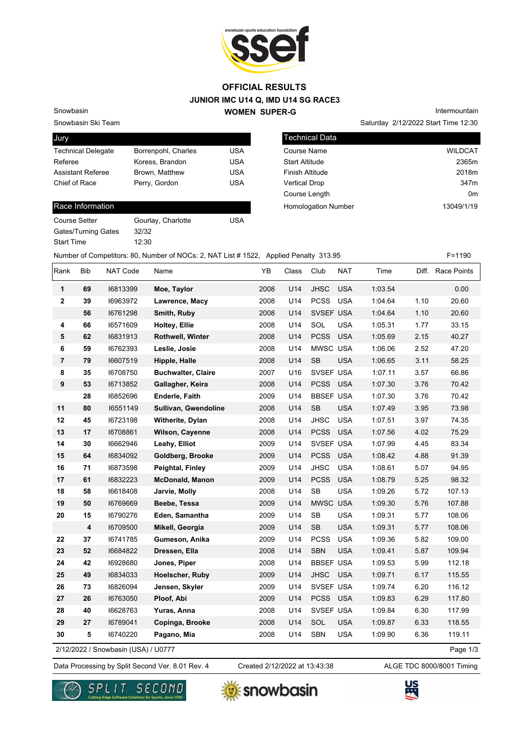# OFFICIAL RESULTS
## JUNIOR IMC U14 Q, IMD U14 SG RACE3
## WOMEN SUPER-G

Snowbasin
Snowbasin Ski Team

Intermountain
Saturday 2/12/2022 Start Time 12:30

| Jury | | |
|---|---|---|
| Technical Delegate | Borrenpohl, Charles | USA |
| Referee | Koress, Brandon | USA |
| Assistant Referee | Brown, Matthew | USA |
| Chief of Race | Perry, Gordon | USA |

| Technical Data | |
|---|---|
| Course Name | WILDCAT |
| Start Altitude | 2365m |
| Finish Altitude | 2018m |
| Vertical Drop | 347m |
| Course Length | 0m |
| Homologation Number | 13049/1/19 |

| Race Information | | |
|---|---|---|
| Course Setter | Gourlay, Charlotte | USA |
| Gates/Turning Gates | 32/32 | |
| Start Time | 12:30 | |

Number of Competitors: 80, Number of NOCs: 2, NAT List # 1522, Applied Penalty 313.95 F=1190

| Rank | Bib | NAT Code | Name | YB | Class | Club | NAT | Time | Diff. | Race Points |
|---|---|---|---|---|---|---|---|---|---|---|
| 1 | 69 | I6813399 | **Moe, Taylor** | 2008 | U14 | JHSC | USA | 1:03.54 | | 0.00 |
| 2 | 39 | I6963972 | **Lawrence, Macy** | 2008 | U14 | PCSS | USA | 1:04.64 | 1.10 | 20.60 |
| | 56 | I6761298 | **Smith, Ruby** | 2008 | U14 | SVSEF | USA | 1:04.64 | 1.10 | 20.60 |
| 4 | 66 | I6571609 | **Holtey, Ellie** | 2008 | U14 | SOL | USA | 1:05.31 | 1.77 | 33.15 |
| 5 | 62 | I6831913 | **Rothwell, Winter** | 2008 | U14 | PCSS | USA | 1:05.69 | 2.15 | 40.27 |
| 6 | 59 | I6762393 | **Leslie, Josie** | 2008 | U14 | MWSC | USA | 1:06.06 | 2.52 | 47.20 |
| 7 | 79 | I6607519 | **Hipple, Halle** | 2008 | U14 | SB | USA | 1:06.65 | 3.11 | 58.25 |
| 8 | 35 | I6708750 | **Buchwalter, Claire** | 2007 | U16 | SVSEF | USA | 1:07.11 | 3.57 | 66.86 |
| 9 | 53 | I6713852 | **Gallagher, Keira** | 2008 | U14 | PCSS | USA | 1:07.30 | 3.76 | 70.42 |
| | 28 | I6852696 | **Enderle, Faith** | 2009 | U14 | BBSEF | USA | 1:07.30 | 3.76 | 70.42 |
| 11 | 80 | I6551149 | **Sullivan, Gwendoline** | 2008 | U14 | SB | USA | 1:07.49 | 3.95 | 73.98 |
| 12 | 45 | I6723198 | **Witherite, Dylan** | 2008 | U14 | JHSC | USA | 1:07.51 | 3.97 | 74.35 |
| 13 | 17 | I6708861 | **Wilson, Cayenne** | 2008 | U14 | PCSS | USA | 1:07.56 | 4.02 | 75.29 |
| 14 | 30 | I6662946 | **Leahy, Elliot** | 2009 | U14 | SVSEF | USA | 1:07.99 | 4.45 | 83.34 |
| 15 | 64 | I6834092 | **Goldberg, Brooke** | 2009 | U14 | PCSS | USA | 1:08.42 | 4.88 | 91.39 |
| 16 | 71 | I6873598 | **Peightal, Finley** | 2009 | U14 | JHSC | USA | 1:08.61 | 5.07 | 94.95 |
| 17 | 61 | I6832223 | **McDonald, Manon** | 2009 | U14 | PCSS | USA | 1:08.79 | 5.25 | 98.32 |
| 18 | 58 | I6618408 | **Jarvie, Molly** | 2008 | U14 | SB | USA | 1:09.26 | 5.72 | 107.13 |
| 19 | 50 | I6769669 | **Beebe, Tessa** | 2009 | U14 | MWSC | USA | 1:09.30 | 5.76 | 107.88 |
| 20 | 15 | I6790276 | **Eden, Samantha** | 2009 | U14 | SB | USA | 1:09.31 | 5.77 | 108.06 |
| | 4 | I6709500 | **Mikell, Georgia** | 2009 | U14 | SB | USA | 1:09.31 | 5.77 | 108.06 |
| 22 | 37 | I6741785 | **Gumeson, Anika** | 2009 | U14 | PCSS | USA | 1:09.36 | 5.82 | 109.00 |
| 23 | 52 | I6684822 | **Dressen, Ella** | 2008 | U14 | SBN | USA | 1:09.41 | 5.87 | 109.94 |
| 24 | 42 | I6928680 | **Jones, Piper** | 2008 | U14 | BBSEF | USA | 1:09.53 | 5.99 | 112.18 |
| 25 | 49 | I6834033 | **Hoelscher, Ruby** | 2009 | U14 | JHSC | USA | 1:09.71 | 6.17 | 115.55 |
| 26 | 73 | I6826094 | **Jensen, Skyler** | 2009 | U14 | SVSEF | USA | 1:09.74 | 6.20 | 116.12 |
| 27 | 26 | I6763050 | **Ploof, Abi** | 2009 | U14 | PCSS | USA | 1:09.83 | 6.29 | 117.80 |
| 28 | 40 | I6628763 | **Yuras, Anna** | 2008 | U14 | SVSEF | USA | 1:09.84 | 6.30 | 117.99 |
| 29 | 27 | I6789041 | **Copinga, Brooke** | 2008 | U14 | SOL | USA | 1:09.87 | 6.33 | 118.55 |
| 30 | 5 | I6740220 | **Pagano, Mia** | 2008 | U14 | SBN | USA | 1:09.90 | 6.36 | 119.11 |

2/12/2022 / Snowbasin (USA) / U0777

Data Processing by Split Second Ver. 8.01 Rev. 4 Created 2/12/2022 at 13:43:38 ALGE TDC 8000/8001 Timing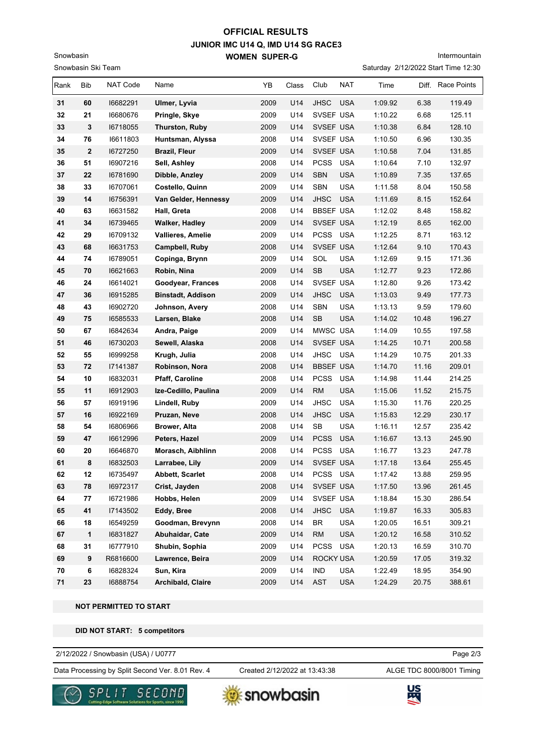# OFFICIAL RESULTS
## JUNIOR IMC U14 Q, IMD U14 SG RACE3
### WOMEN SUPER-G

Snowbasin
Snowbasin Ski Team

Intermountain
Saturday 2/12/2022 Start Time 12:30

| Rank | Bib | NAT Code | Name | YB | Class | Club | NAT | Time | Diff. | Race Points |
|---|---|---|---|---|---|---|---|---|---|---|
| 31 | 60 | I6682291 | **Ulmer, Lyvia** | 2009 | U14 | JHSC | USA | 1:09.92 | 6.38 | 119.49 |
| 32 | 21 | I6680676 | **Pringle, Skye** | 2009 | U14 | SVSEF | USA | 1:10.22 | 6.68 | 125.11 |
| 33 | 3 | I6718055 | **Thurston, Ruby** | 2009 | U14 | SVSEF | USA | 1:10.38 | 6.84 | 128.10 |
| 34 | 76 | I6611803 | **Huntsman, Alyssa** | 2008 | U14 | SVSEF | USA | 1:10.50 | 6.96 | 130.35 |
| 35 | 2 | I6727250 | **Brazil, Fleur** | 2009 | U14 | SVSEF | USA | 1:10.58 | 7.04 | 131.85 |
| 36 | 51 | I6907216 | **Sell, Ashley** | 2008 | U14 | PCSS | USA | 1:10.64 | 7.10 | 132.97 |
| 37 | 22 | I6781690 | **Dibble, Anzley** | 2009 | U14 | SBN | USA | 1:10.89 | 7.35 | 137.65 |
| 38 | 33 | I6707061 | **Costello, Quinn** | 2009 | U14 | SBN | USA | 1:11.58 | 8.04 | 150.58 |
| 39 | 14 | I6756391 | **Van Gelder, Hennessy** | 2009 | U14 | JHSC | USA | 1:11.69 | 8.15 | 152.64 |
| 40 | 63 | I6631582 | **Hall, Greta** | 2008 | U14 | BBSEF | USA | 1:12.02 | 8.48 | 158.82 |
| 41 | 34 | I6739465 | **Walker, Hadley** | 2009 | U14 | SVSEF | USA | 1:12.19 | 8.65 | 162.00 |
| 42 | 29 | I6709132 | **Vallieres, Amelie** | 2009 | U14 | PCSS | USA | 1:12.25 | 8.71 | 163.12 |
| 43 | 68 | I6631753 | **Campbell, Ruby** | 2008 | U14 | SVSEF | USA | 1:12.64 | 9.10 | 170.43 |
| 44 | 74 | I6789051 | **Copinga, Brynn** | 2009 | U14 | SOL | USA | 1:12.69 | 9.15 | 171.36 |
| 45 | 70 | I6621663 | **Robin, Nina** | 2009 | U14 | SB | USA | 1:12.77 | 9.23 | 172.86 |
| 46 | 24 | I6614021 | **Goodyear, Frances** | 2008 | U14 | SVSEF | USA | 1:12.80 | 9.26 | 173.42 |
| 47 | 36 | I6915285 | **Binstadt, Addison** | 2009 | U14 | JHSC | USA | 1:13.03 | 9.49 | 177.73 |
| 48 | 43 | I6902720 | **Johnson, Avery** | 2008 | U14 | SBN | USA | 1:13.13 | 9.59 | 179.60 |
| 49 | 75 | I6585533 | **Larsen, Blake** | 2008 | U14 | SB | USA | 1:14.02 | 10.48 | 196.27 |
| 50 | 67 | I6842634 | **Andra, Paige** | 2009 | U14 | MWSC | USA | 1:14.09 | 10.55 | 197.58 |
| 51 | 46 | I6730203 | **Sewell, Alaska** | 2008 | U14 | SVSEF | USA | 1:14.25 | 10.71 | 200.58 |
| 52 | 55 | I6999258 | **Krugh, Julia** | 2008 | U14 | JHSC | USA | 1:14.29 | 10.75 | 201.33 |
| 53 | 72 | I7141387 | **Robinson, Nora** | 2008 | U14 | BBSEF | USA | 1:14.70 | 11.16 | 209.01 |
| 54 | 10 | I6832031 | **Pfaff, Caroline** | 2008 | U14 | PCSS | USA | 1:14.98 | 11.44 | 214.25 |
| 55 | 11 | I6912903 | **Ize-Cedillo, Paulina** | 2009 | U14 | RM | USA | 1:15.06 | 11.52 | 215.75 |
| 56 | 57 | I6919196 | **Lindell, Ruby** | 2009 | U14 | JHSC | USA | 1:15.30 | 11.76 | 220.25 |
| 57 | 16 | I6922169 | **Pruzan, Neve** | 2008 | U14 | JHSC | USA | 1:15.83 | 12.29 | 230.17 |
| 58 | 54 | I6806966 | **Brower, Alta** | 2008 | U14 | SB | USA | 1:16.11 | 12.57 | 235.42 |
| 59 | 47 | I6612996 | **Peters, Hazel** | 2009 | U14 | PCSS | USA | 1:16.67 | 13.13 | 245.90 |
| 60 | 20 | I6646870 | **Morasch, Aibhlinn** | 2008 | U14 | PCSS | USA | 1:16.77 | 13.23 | 247.78 |
| 61 | 8 | I6832503 | **Larrabee, Lily** | 2009 | U14 | SVSEF | USA | 1:17.18 | 13.64 | 255.45 |
| 62 | 12 | I6735497 | **Abbett, Scarlet** | 2008 | U14 | PCSS | USA | 1:17.42 | 13.88 | 259.95 |
| 63 | 78 | I6972317 | **Crist, Jayden** | 2008 | U14 | SVSEF | USA | 1:17.50 | 13.96 | 261.45 |
| 64 | 77 | I6721986 | **Hobbs, Helen** | 2009 | U14 | SVSEF | USA | 1:18.84 | 15.30 | 286.54 |
| 65 | 41 | I7143502 | **Eddy, Bree** | 2008 | U14 | JHSC | USA | 1:19.87 | 16.33 | 305.83 |
| 66 | 18 | I6549259 | **Goodman, Brevynn** | 2008 | U14 | BR | USA | 1:20.05 | 16.51 | 309.21 |
| 67 | 1 | I6831827 | **Abuhaidar, Cate** | 2009 | U14 | RM | USA | 1:20.12 | 16.58 | 310.52 |
| 68 | 31 | I6777910 | **Shubin, Sophia** | 2009 | U14 | PCSS | USA | 1:20.13 | 16.59 | 310.70 |
| 69 | 9 | R6816600 | **Lawrence, Beira** | 2009 | U14 | ROCKY | USA | 1:20.59 | 17.05 | 319.32 |
| 70 | 6 | I6828324 | **Sun, Kira** | 2009 | U14 | IND | USA | 1:22.49 | 18.95 | 354.90 |
| 71 | 23 | I6888754 | **Archibald, Claire** | 2009 | U14 | AST | USA | 1:24.29 | 20.75 | 388.61 |

**NOT PERMITTED TO START**

**DID NOT START: 5 competitors**

2/12/2022 / Snowbasin (USA) / U0777

Data Processing by Split Second Ver. 8.01 Rev. 4 | Created 2/12/2022 at 13:43:38 | ALGE TDC 8000/8001 Timing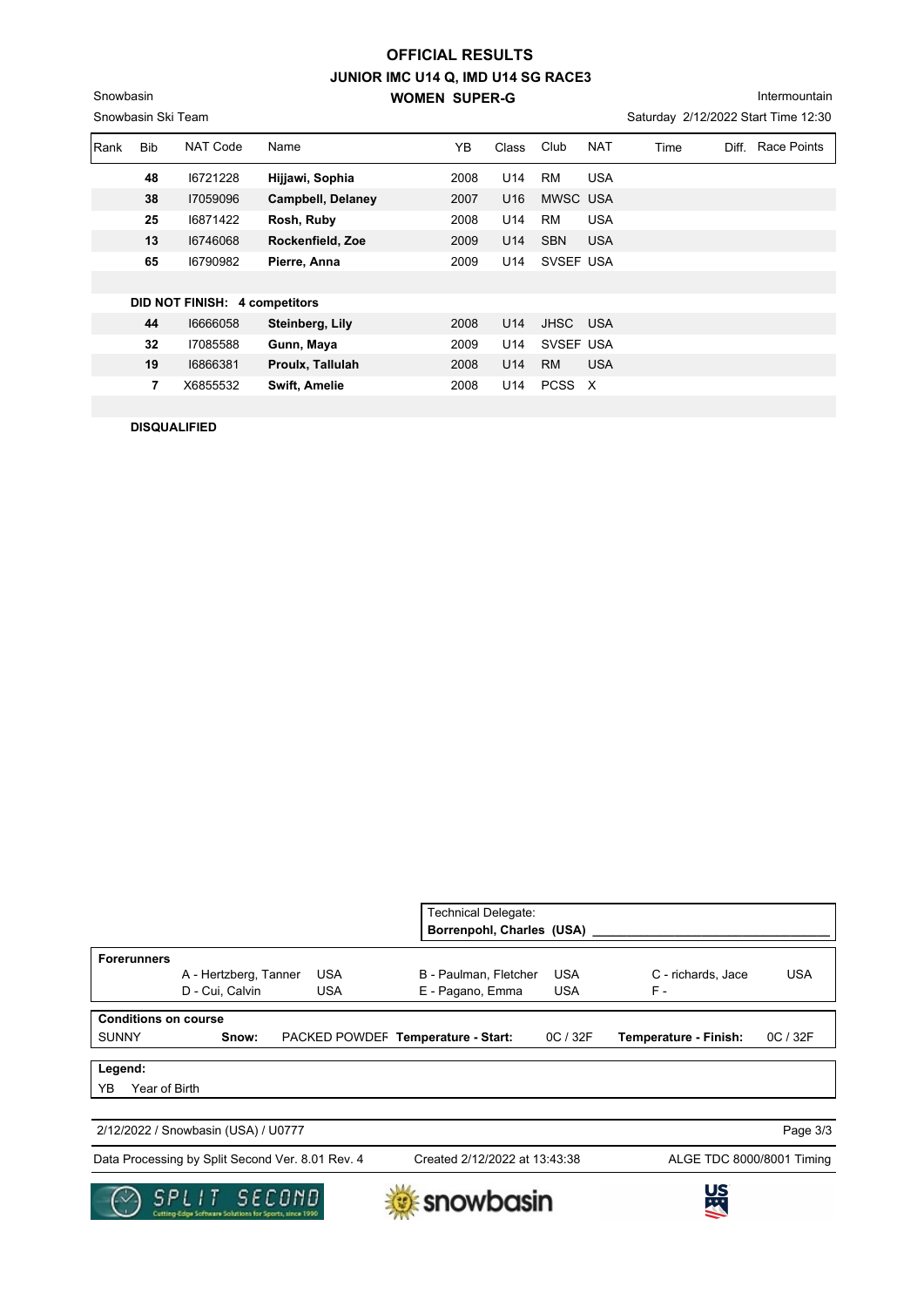# OFFICIAL RESULTS
## JUNIOR IMC U14 Q, IMD U14 SG RACE3
### WOMEN SUPER-G

Snowbasin
Snowbasin Ski Team

Intermountain
Saturday 2/12/2022 Start Time 12:30

| Rank | Bib | NAT Code | Name | YB | Class | Club | NAT | Time | Diff. | Race Points |
|---|---|---|---|---|---|---|---|---|---|---|
| | **48** | I6721228 | **Hijjawi, Sophia** | 2008 | U14 | RM | USA | | | |
| | **38** | I7059096 | **Campbell, Delaney** | 2007 | U16 | MWSC | USA | | | |
| | **25** | I6871422 | **Rosh, Ruby** | 2008 | U14 | RM | USA | | | |
| | **13** | I6746068 | **Rockenfield, Zoe** | 2009 | U14 | SBN | USA | | | |
| | **65** | I6790982 | **Pierre, Anna** | 2009 | U14 | SVSEF | USA | | | |
| | **DID NOT FINISH: 4 competitors** | | | | | | | | | |
| | **44** | I6666058 | **Steinberg, Lily** | 2008 | U14 | JHSC | USA | | | |
| | **32** | I7085588 | **Gunn, Maya** | 2009 | U14 | SVSEF | USA | | | |
| | **19** | I6866381 | **Proulx, Tallulah** | 2008 | U14 | RM | USA | | | |
| | **7** | X6855532 | **Swift, Amelie** | 2008 | U14 | PCSS | X | | | |

**DISQUALIFIED**

Technical Delegate:
**Borrenpohl, Charles (USA)**

**Forerunners**

| | | | | | |
|---|---|---|---|---|---|
| A - Hertzberg, Tanner | USA | B - Paulman, Fletcher | USA | C - richards, Jace | USA |
| D - Cui, Calvin | USA | E - Pagano, Emma | USA | F - | |

**Conditions on course**

SUNNY **Snow:** PACKED POWDEF **Temperature - Start:** 0C / 32F **Temperature - Finish:** 0C / 32F

**Legend:**
YB Year of Birth

2/12/2022 / Snowbasin (USA) / U0777

Data Processing by Split Second Ver. 8.01 Rev. 4 — Created 2/12/2022 at 13:43:38 — ALGE TDC 8000/8001 Timing